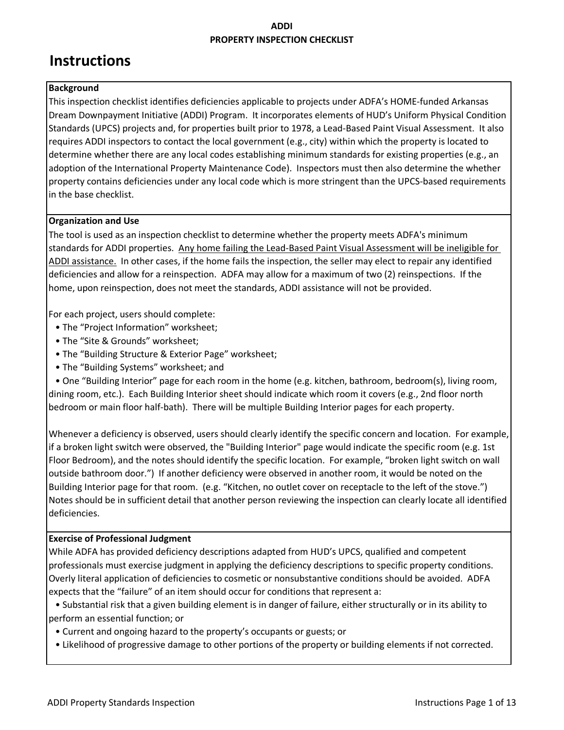**ADDI**
**PROPERTY INSPECTION CHECKLIST**

# Instructions

**Background**

This inspection checklist identifies deficiencies applicable to projects under ADFA's HOME-funded Arkansas Dream Downpayment Initiative (ADDI) Program. It incorporates elements of HUD's Uniform Physical Condition Standards (UPCS) projects and, for properties built prior to 1978, a Lead-Based Paint Visual Assessment. It also requires ADDI inspectors to contact the local government (e.g., city) within which the property is located to determine whether there are any local codes establishing minimum standards for existing properties (e.g., an adoption of the International Property Maintenance Code). Inspectors must then also determine the whether property contains deficiencies under any local code which is more stringent than the UPCS-based requirements in the base checklist.

**Organization and Use**

The tool is used as an inspection checklist to determine whether the property meets ADFA's minimum standards for ADDI properties. <u>Any home failing the Lead-Based Paint Visual Assessment will be ineligible for ADDI assistance.</u> In other cases, if the home fails the inspection, the seller may elect to repair any identified deficiencies and allow for a reinspection. ADFA may allow for a maximum of two (2) reinspections. If the home, upon reinspection, does not meet the standards, ADDI assistance will not be provided.

For each project, users should complete:

- The "Project Information" worksheet;
- The "Site & Grounds" worksheet;
- The "Building Structure & Exterior Page" worksheet;
- The "Building Systems" worksheet; and
- One "Building Interior" page for each room in the home (e.g. kitchen, bathroom, bedroom(s), living room, dining room, etc.). Each Building Interior sheet should indicate which room it covers (e.g., 2nd floor north bedroom or main floor half-bath). There will be multiple Building Interior pages for each property.

Whenever a deficiency is observed, users should clearly identify the specific concern and location. For example, if a broken light switch were observed, the "Building Interior" page would indicate the specific room (e.g. 1st Floor Bedroom), and the notes should identify the specific location. For example, "broken light switch on wall outside bathroom door.") If another deficiency were observed in another room, it would be noted on the Building Interior page for that room. (e.g. "Kitchen, no outlet cover on receptacle to the left of the stove.") Notes should be in sufficient detail that another person reviewing the inspection can clearly locate all identified deficiencies.

**Exercise of Professional Judgment**

While ADFA has provided deficiency descriptions adapted from HUD's UPCS, qualified and competent professionals must exercise judgment in applying the deficiency descriptions to specific property conditions. Overly literal application of deficiencies to cosmetic or nonsubstantive conditions should be avoided. ADFA expects that the "failure" of an item should occur for conditions that represent a:

- Substantial risk that a given building element is in danger of failure, either structurally or in its ability to perform an essential function; or
- Current and ongoing hazard to the property's occupants or guests; or
- Likelihood of progressive damage to other portions of the property or building elements if not corrected.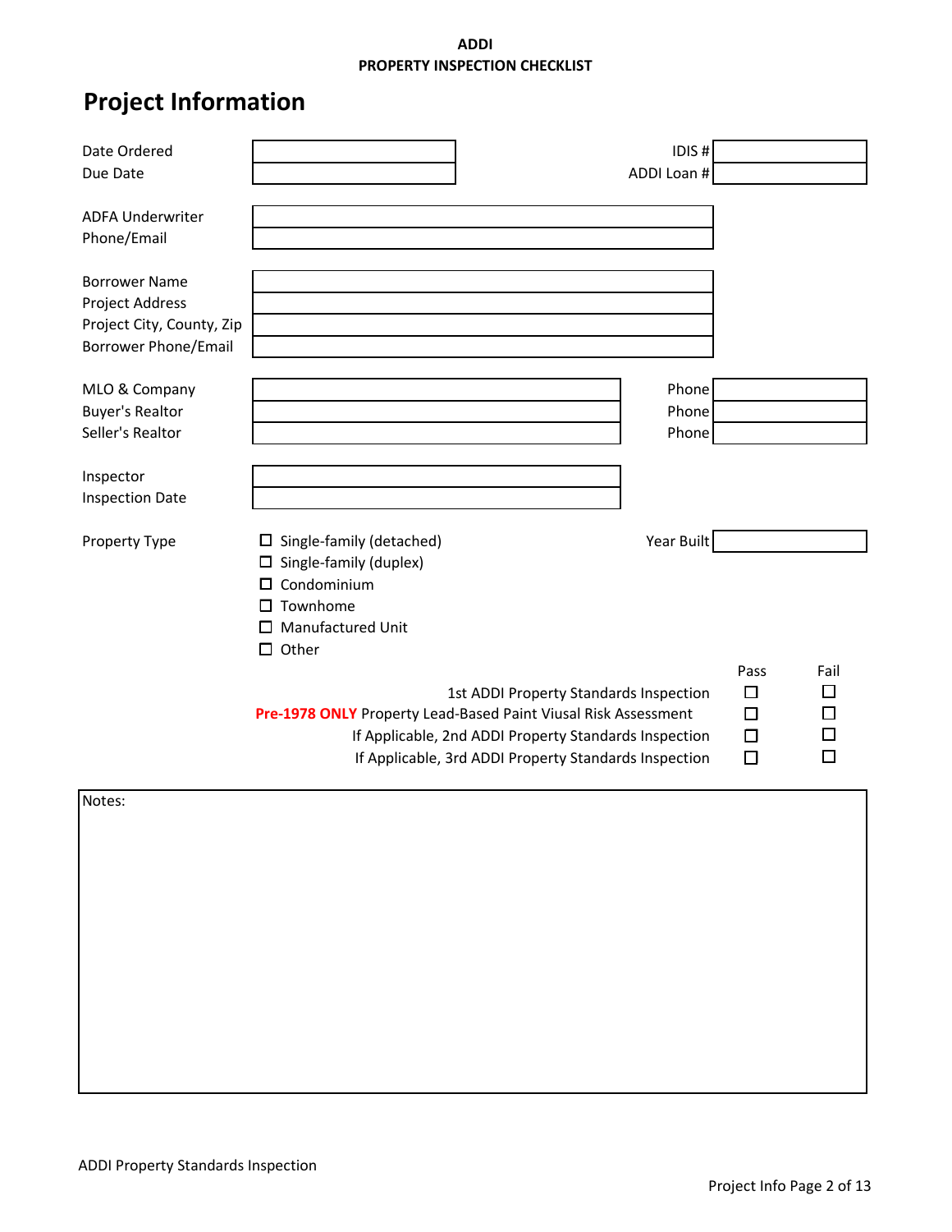**ADDI**
**PROPERTY INSPECTION CHECKLIST**

# Project Information

| | | | |
|---|---|---|---|
| Date Ordered | | IDIS # | |
| Due Date | | ADDI Loan # | |

| | |
|---|---|
| ADFA Underwriter | |
| Phone/Email | |

| | |
|---|---|
| Borrower Name | |
| Project Address | |
| Project City, County, Zip | |
| Borrower Phone/Email | |

| | | | |
|---|---|---|---|
| MLO & Company | | Phone | |
| Buyer's Realtor | | Phone | |
| Seller's Realtor | | Phone | |

| | |
|---|---|
| Inspector | |
| Inspection Date | |

Property Type

- ☐ Single-family (detached)
- ☐ Single-family (duplex)
- ☐ Condominium
- ☐ Townhome
- ☐ Manufactured Unit
- ☐ Other

Year Built: ______

| | Pass | Fail |
|---|---|---|
| 1st ADDI Property Standards Inspection | ☐ | ☐ |
| **Pre-1978 ONLY** Property Lead-Based Paint Viusal Risk Assessment | ☐ | ☐ |
| If Applicable, 2nd ADDI Property Standards Inspection | ☐ | ☐ |
| If Applicable, 3rd ADDI Property Standards Inspection | ☐ | ☐ |

Notes:

ADDI Property Standards Inspection

Project Info Page 2 of 13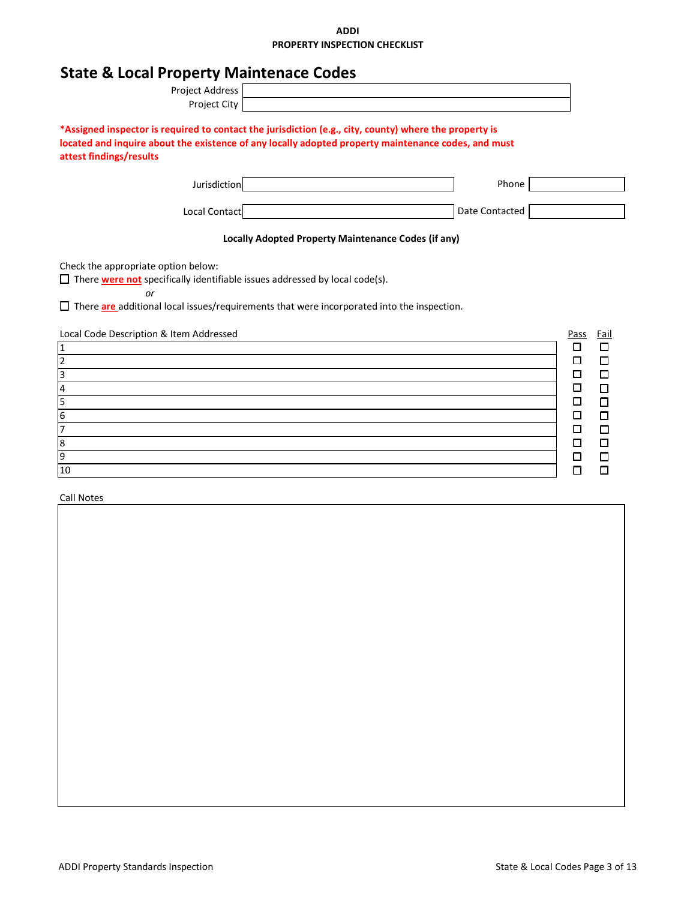ADDI

PROPERTY INSPECTION CHECKLIST

# State & Local Property Maintenace Codes

| | |
|---|---|
| Project Address | |
| Project City | |

***Assigned inspector is required to contact the jurisdiction (e.g., city, county) where the property is located and inquire about the existence of any locally adopted property maintenance codes, and must attest findings/results**

| | | | |
|---|---|---|---|
| Jurisdiction | | Phone | |
| Local Contact | | Date Contacted | |

**Locally Adopted Property Maintenance Codes (if any)**

Check the appropriate option below:

☐ There **were not** specifically identifiable issues addressed by local code(s).

*or*

☐ There **are** additional local issues/requirements that were incorporated into the inspection.

| Local Code Description & Item Addressed | Pass | Fail |
|---|---|---|
| 1 | ☐ | ☐ |
| 2 | ☐ | ☐ |
| 3 | ☐ | ☐ |
| 4 | ☐ | ☐ |
| 5 | ☐ | ☐ |
| 6 | ☐ | ☐ |
| 7 | ☐ | ☐ |
| 8 | ☐ | ☐ |
| 9 | ☐ | ☐ |
| 10 | ☐ | ☐ |

Call Notes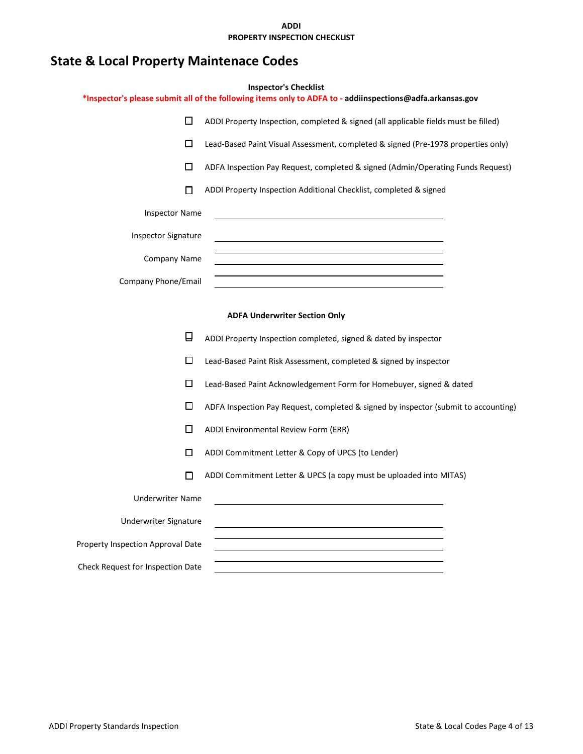**ADDI**
**PROPERTY INSPECTION CHECKLIST**

# State & Local Property Maintenace Codes

**Inspector's Checklist**

***Inspector's please submit all of the following items only to ADFA to - addiinspections@adfa.arkansas.gov**

- ☐ ADDI Property Inspection, completed & signed (all applicable fields must be filled)
- ☐ Lead-Based Paint Visual Assessment, completed & signed (Pre-1978 properties only)
- ☐ ADFA Inspection Pay Request, completed & signed (Admin/Operating Funds Request)
- ☐ ADDI Property Inspection Additional Checklist, completed & signed

Inspector Name ______________________________

Inspector Signature ______________________________

Company Name ______________________________

Company Phone/Email ______________________________

**ADFA Underwriter Section Only**

- ☐ ADDI Property Inspection completed, signed & dated by inspector
- ☐ Lead-Based Paint Risk Assessment, completed & signed by inspector
- ☐ Lead-Based Paint Acknowledgement Form for Homebuyer, signed & dated
- ☐ ADFA Inspection Pay Request, completed & signed by inspector (submit to accounting)
- ☐ ADDI Environmental Review Form (ERR)
- ☐ ADDI Commitment Letter & Copy of UPCS (to Lender)
- ☐ ADDI Commitment Letter & UPCS (a copy must be uploaded into MITAS)

Underwriter Name ______________________________

Underwriter Signature ______________________________

Property Inspection Approval Date ______________________________

Check Request for Inspection Date ______________________________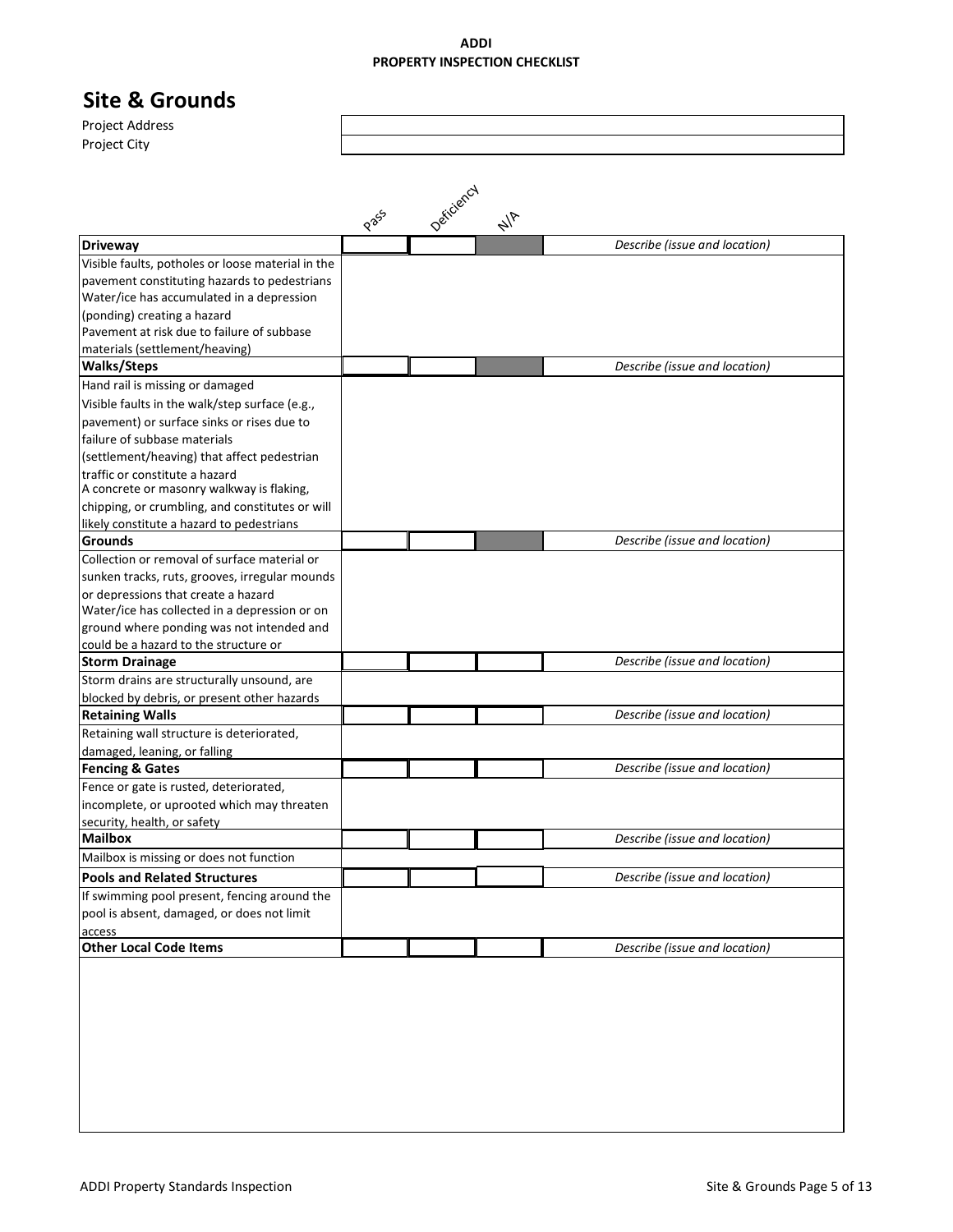**ADDI**
**PROPERTY INSPECTION CHECKLIST**

# Site & Grounds

| | |
|---|---|
| Project Address | |
| Project City | |

| | Pass | Deficiency | N/A | |
|---|---|---|---|---|
| **Driveway** | | | | *Describe (issue and location)* |
| Visible faults, potholes or loose material in the pavement constituting hazards to pedestrians<br>Water/ice has accumulated in a depression (ponding) creating a hazard<br>Pavement at risk due to failure of subbase materials (settlement/heaving) | | | | |
| **Walks/Steps** | | | | *Describe (issue and location)* |
| Hand rail is missing or damaged<br>Visible faults in the walk/step surface (e.g., pavement) or surface sinks or rises due to failure of subbase materials (settlement/heaving) that affect pedestrian traffic or constitute a hazard<br>A concrete or masonry walkway is flaking, chipping, or crumbling, and constitutes or will likely constitute a hazard to pedestrians | | | | |
| **Grounds** | | | | *Describe (issue and location)* |
| Collection or removal of surface material or sunken tracks, ruts, grooves, irregular mounds or depressions that create a hazard<br>Water/ice has collected in a depression or on ground where ponding was not intended and could be a hazard to the structure or | | | | |
| **Storm Drainage** | | | | *Describe (issue and location)* |
| Storm drains are structurally unsound, are blocked by debris, or present other hazards | | | | |
| **Retaining Walls** | | | | *Describe (issue and location)* |
| Retaining wall structure is deteriorated, damaged, leaning, or falling | | | | |
| **Fencing & Gates** | | | | *Describe (issue and location)* |
| Fence or gate is rusted, deteriorated, incomplete, or uprooted which may threaten security, health, or safety | | | | |
| **Mailbox** | | | | *Describe (issue and location)* |
| Mailbox is missing or does not function | | | | |
| **Pools and Related Structures** | | | | *Describe (issue and location)* |
| If swimming pool present, fencing around the pool is absent, damaged, or does not limit access | | | | |
| **Other Local Code Items** | | | | *Describe (issue and location)* |
| | | | | |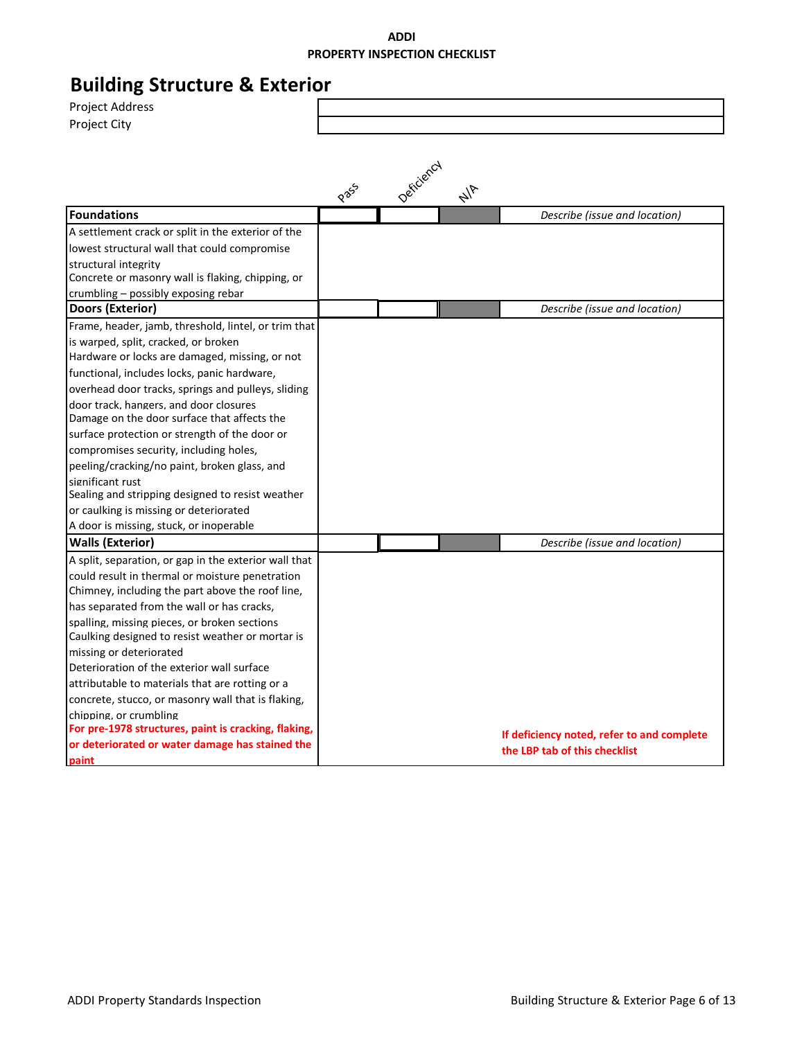**ADDI**
**PROPERTY INSPECTION CHECKLIST**

# Building Structure & Exterior

| Project Address | |
|---|---|
| Project City | |

| **Foundations** | Pass | Deficiency | N/A | *Describe (issue and location)* |
|---|---|---|---|---|
| A settlement crack or split in the exterior of the lowest structural wall that could compromise structural integrity | | | | |
| Concrete or masonry wall is flaking, chipping, or crumbling – possibly exposing rebar | | | | |
| **Doors (Exterior)** | | | | *Describe (issue and location)* |
| Frame, header, jamb, threshold, lintel, or trim that is warped, split, cracked, or broken | | | | |
| Hardware or locks are damaged, missing, or not functional, includes locks, panic hardware, overhead door tracks, springs and pulleys, sliding door track, hangers, and door closures | | | | |
| Damage on the door surface that affects the surface protection or strength of the door or compromises security, including holes, peeling/cracking/no paint, broken glass, and significant rust | | | | |
| Sealing and stripping designed to resist weather or caulking is missing or deteriorated | | | | |
| A door is missing, stuck, or inoperable | | | | |
| **Walls (Exterior)** | | | | *Describe (issue and location)* |
| A split, separation, or gap in the exterior wall that could result in thermal or moisture penetration | | | | |
| Chimney, including the part above the roof line, has separated from the wall or has cracks, spalling, missing pieces, or broken sections | | | | |
| Caulking designed to resist weather or mortar is missing or deteriorated | | | | |
| Deterioration of the exterior wall surface attributable to materials that are rotting or a concrete, stucco, or masonry wall that is flaking, chipping, or crumbling | | | | |
| **For pre-1978 structures, paint is cracking, flaking, or deteriorated or water damage has stained the paint** | | | | **If deficiency noted, refer to and complete the LBP tab of this checklist** |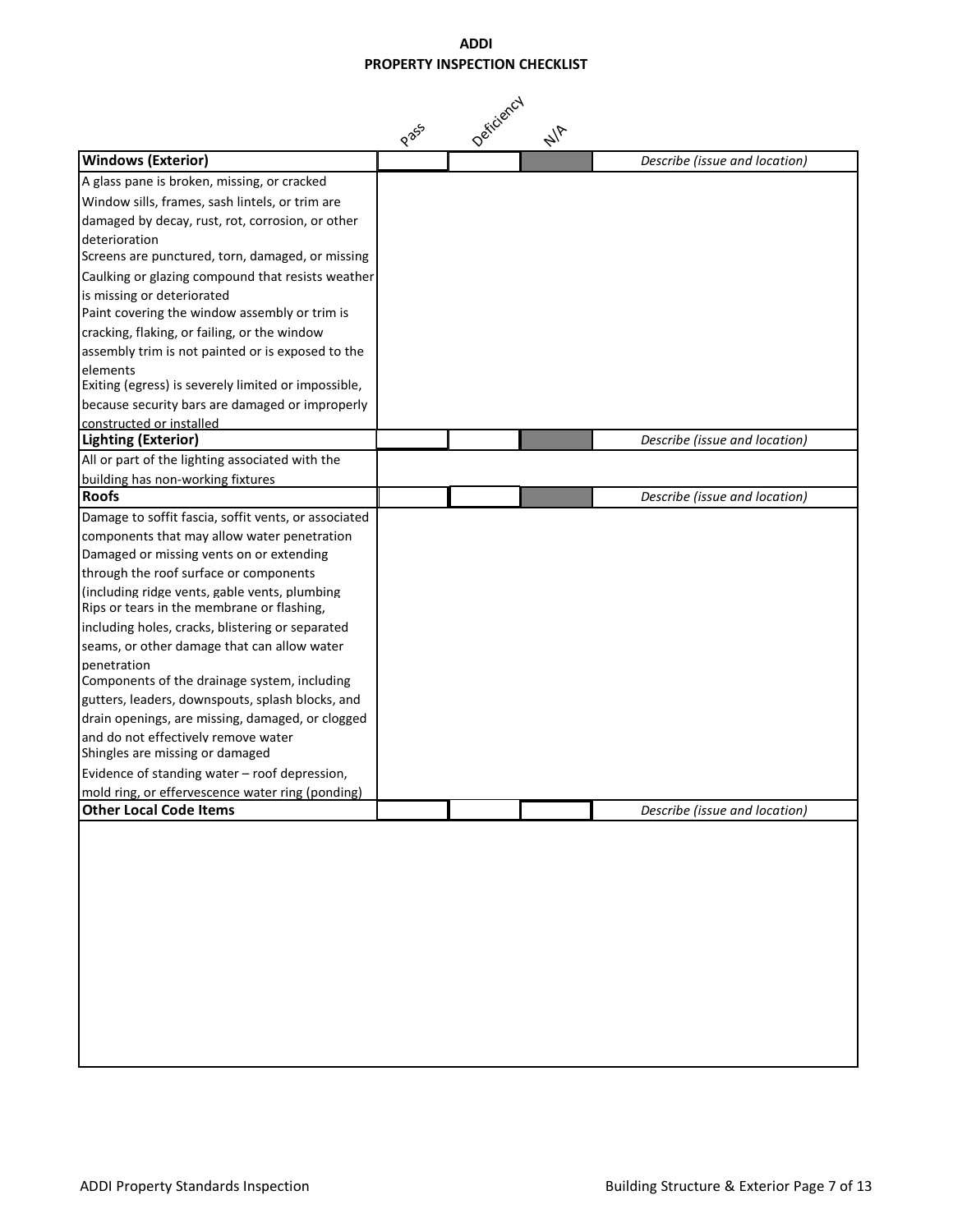**ADDI**
**PROPERTY INSPECTION CHECKLIST**

| | Pass | Deficiency | N/A | |
|---|---|---|---|---|
| **Windows (Exterior)** | | | | *Describe (issue and location)* |
| A glass pane is broken, missing, or cracked<br>Window sills, frames, sash lintels, or trim are damaged by decay, rust, rot, corrosion, or other deterioration<br>Screens are punctured, torn, damaged, or missing<br>Caulking or glazing compound that resists weather is missing or deteriorated<br>Paint covering the window assembly or trim is cracking, flaking, or failing, or the window assembly trim is not painted or is exposed to the elements<br>Exiting (egress) is severely limited or impossible, because security bars are damaged or improperly constructed or installed | | | | |
| **Lighting (Exterior)** | | | | *Describe (issue and location)* |
| All or part of the lighting associated with the building has non-working fixtures | | | | |
| **Roofs** | | | | *Describe (issue and location)* |
| Damage to soffit fascia, soffit vents, or associated components that may allow water penetration<br>Damaged or missing vents on or extending through the roof surface or components (including ridge vents, gable vents, plumbing<br>Rips or tears in the membrane or flashing, including holes, cracks, blistering or separated seams, or other damage that can allow water penetration<br>Components of the drainage system, including gutters, leaders, downspouts, splash blocks, and drain openings, are missing, damaged, or clogged and do not effectively remove water<br>Shingles are missing or damaged<br>Evidence of standing water – roof depression, mold ring, or effervescence water ring (ponding) | | | | |
| **Other Local Code Items** | | | | *Describe (issue and location)* |
| | | | | |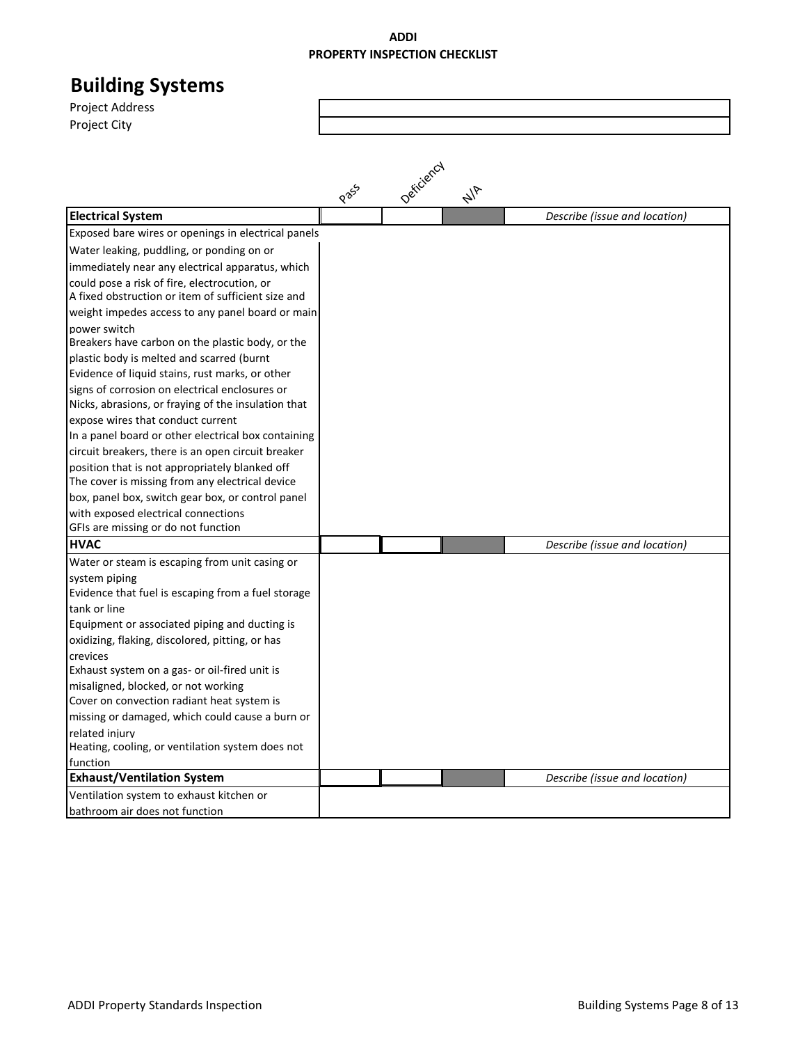**ADDI**
**PROPERTY INSPECTION CHECKLIST**

# Building Systems

| | |
|---|---|
| Project Address | |
| Project City | |

| **Electrical System** | Pass | Deficiency | N/A | *Describe (issue and location)* |
|---|---|---|---|---|
| Exposed bare wires or openings in electrical panels | | | | |
| Water leaking, puddling, or ponding on or immediately near any electrical apparatus, which could pose a risk of fire, electrocution, or | | | | |
| A fixed obstruction or item of sufficient size and weight impedes access to any panel board or main power switch | | | | |
| Breakers have carbon on the plastic body, or the plastic body is melted and scarred (burnt | | | | |
| Evidence of liquid stains, rust marks, or other signs of corrosion on electrical enclosures or | | | | |
| Nicks, abrasions, or fraying of the insulation that expose wires that conduct current | | | | |
| In a panel board or other electrical box containing circuit breakers, there is an open circuit breaker position that is not appropriately blanked off | | | | |
| The cover is missing from any electrical device box, panel box, switch gear box, or control panel with exposed electrical connections | | | | |
| GFIs are missing or do not function | | | | |

| **HVAC** | Pass | Deficiency | N/A | *Describe (issue and location)* |
|---|---|---|---|---|
| Water or steam is escaping from unit casing or system piping | | | | |
| Evidence that fuel is escaping from a fuel storage tank or line | | | | |
| Equipment or associated piping and ducting is oxidizing, flaking, discolored, pitting, or has crevices | | | | |
| Exhaust system on a gas- or oil-fired unit is misaligned, blocked, or not working | | | | |
| Cover on convection radiant heat system is missing or damaged, which could cause a burn or related injury | | | | |
| Heating, cooling, or ventilation system does not function | | | | |

| **Exhaust/Ventilation System** | Pass | Deficiency | N/A | *Describe (issue and location)* |
|---|---|---|---|---|
| Ventilation system to exhaust kitchen or bathroom air does not function | | | | |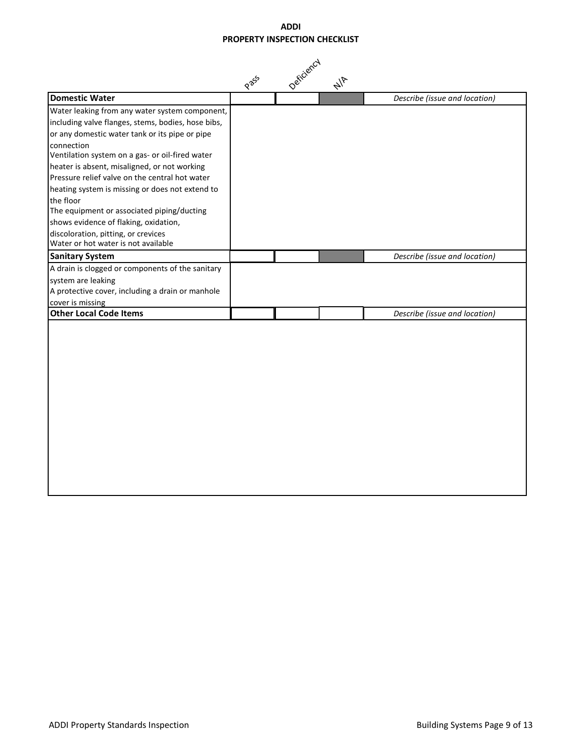**ADDI**
**PROPERTY INSPECTION CHECKLIST**

| | Pass | Deficiency | N/A | |
|---|---|---|---|---|
| **Domestic Water** | | | | *Describe (issue and location)* |
| Water leaking from any water system component, including valve flanges, stems, bodies, hose bibs, or any domestic water tank or its pipe or pipe connection<br>Ventilation system on a gas- or oil-fired water heater is absent, misaligned, or not working<br>Pressure relief valve on the central hot water heating system is missing or does not extend to the floor<br>The equipment or associated piping/ducting shows evidence of flaking, oxidation, discoloration, pitting, or crevices<br>Water or hot water is not available | | | | |
| **Sanitary System** | | | | *Describe (issue and location)* |
| A drain is clogged or components of the sanitary system are leaking<br>A protective cover, including a drain or manhole cover is missing | | | | |
| **Other Local Code Items** | | | | *Describe (issue and location)* |
| | | | | |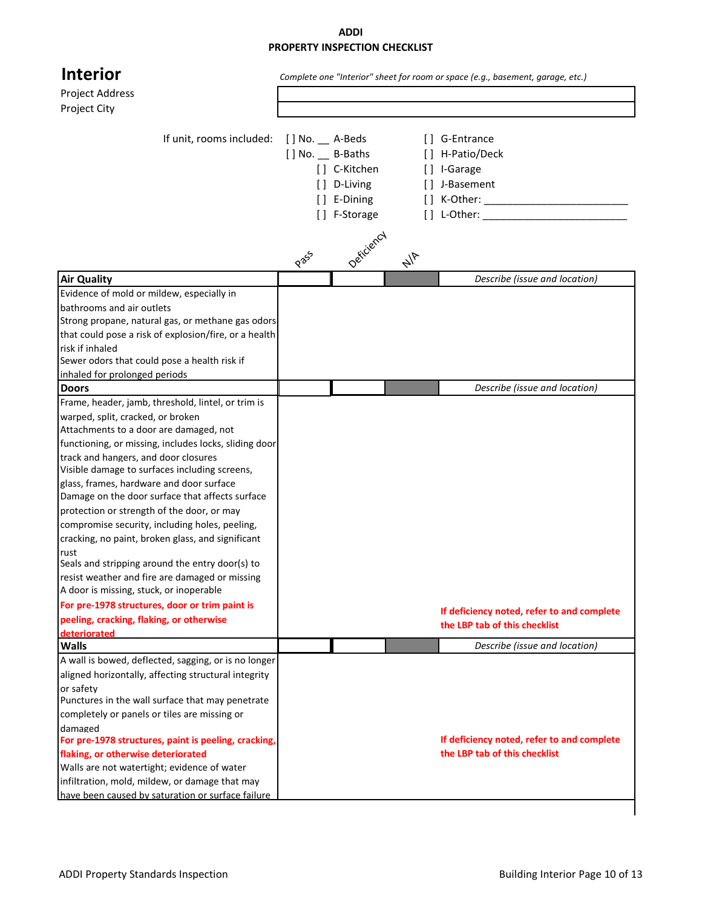**ADDI**
**PROPERTY INSPECTION CHECKLIST**

# Interior

*Complete one "Interior" sheet for room or space (e.g., basement, garage, etc.)*

| | |
|---|---|
| Project Address | |
| Project City | |

If unit, rooms included:

| | |
|---|---|
| [ ] No. __ A-Beds | [ ] G-Entrance |
| [ ] No. __ B-Baths | [ ] H-Patio/Deck |
| [ ] C-Kitchen | [ ] I-Garage |
| [ ] D-Living | [ ] J-Basement |
| [ ] E-Dining | [ ] K-Other: __________________________ |
| [ ] F-Storage | [ ] L-Other: __________________________ |

| | Pass | Deficiency | N/A | |
|---|---|---|---|---|
| **Air Quality** | | | | *Describe (issue and location)* |
| Evidence of mold or mildew, especially in bathrooms and air outlets | | | | |
| Strong propane, natural gas, or methane gas odors that could pose a risk of explosion/fire, or a health risk if inhaled | | | | |
| Sewer odors that could pose a health risk if inhaled for prolonged periods | | | | |
| **Doors** | | | | *Describe (issue and location)* |
| Frame, header, jamb, threshold, lintel, or trim is warped, split, cracked, or broken | | | | |
| Attachments to a door are damaged, not functioning, or missing, includes locks, sliding door track and hangers, and door closures | | | | |
| Visible damage to surfaces including screens, glass, frames, hardware and door surface | | | | |
| Damage on the door surface that affects surface protection or strength of the door, or may compromise security, including holes, peeling, cracking, no paint, broken glass, and significant rust | | | | |
| Seals and stripping around the entry door(s) to resist weather and fire are damaged or missing | | | | |
| A door is missing, stuck, or inoperable | | | | |
| **For pre-1978 structures, door or trim paint is peeling, cracking, flaking, or otherwise deteriorated** | | | | **If deficiency noted, refer to and complete the LBP tab of this checklist** |
| **Walls** | | | | *Describe (issue and location)* |
| A wall is bowed, deflected, sagging, or is no longer aligned horizontally, affecting structural integrity or safety | | | | |
| Punctures in the wall surface that may penetrate completely or panels or tiles are missing or damaged | | | | |
| **For pre-1978 structures, paint is peeling, cracking, flaking, or otherwise deteriorated** | | | | **If deficiency noted, refer to and complete the LBP tab of this checklist** |
| Walls are not watertight; evidence of water infiltration, mold, mildew, or damage that may have been caused by saturation or surface failure | | | | |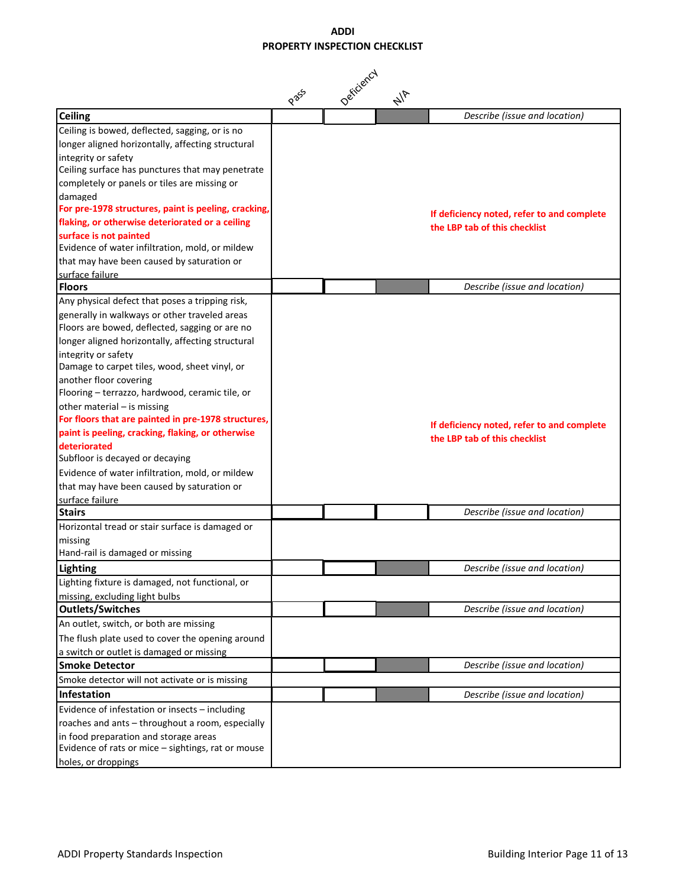# ADDI
## PROPERTY INSPECTION CHECKLIST

| | Pass | Deficiency | N/A | |
|---|---|---|---|---|
| **Ceiling** | | | | *Describe (issue and location)* |
| Ceiling is bowed, deflected, sagging, or is no longer aligned horizontally, affecting structural integrity or safety<br>Ceiling surface has punctures that may penetrate completely or panels or tiles are missing or damaged<br>**For pre-1978 structures, paint is peeling, cracking, flaking, or otherwise deteriorated or a ceiling surface is not painted**<br>Evidence of water infiltration, mold, or mildew that may have been caused by saturation or surface failure | | | | **If deficiency noted, refer to and complete the LBP tab of this checklist** |
| **Floors** | | | | *Describe (issue and location)* |
| Any physical defect that poses a tripping risk, generally in walkways or other traveled areas<br>Floors are bowed, deflected, sagging or are no longer aligned horizontally, affecting structural integrity or safety<br>Damage to carpet tiles, wood, sheet vinyl, or another floor covering<br>Flooring – terrazzo, hardwood, ceramic tile, or other material – is missing<br>**For floors that are painted in pre-1978 structures, paint is peeling, cracking, flaking, or otherwise deteriorated**<br>Subfloor is decayed or decaying<br>Evidence of water infiltration, mold, or mildew that may have been caused by saturation or surface failure | | | | **If deficiency noted, refer to and complete the LBP tab of this checklist** |
| **Stairs** | | | | *Describe (issue and location)* |
| Horizontal tread or stair surface is damaged or missing<br>Hand-rail is damaged or missing | | | | |
| **Lighting** | | | | *Describe (issue and location)* |
| Lighting fixture is damaged, not functional, or missing, excluding light bulbs | | | | |
| **Outlets/Switches** | | | | *Describe (issue and location)* |
| An outlet, switch, or both are missing<br>The flush plate used to cover the opening around a switch or outlet is damaged or missing | | | | |
| **Smoke Detector** | | | | *Describe (issue and location)* |
| Smoke detector will not activate or is missing | | | | |
| **Infestation** | | | | *Describe (issue and location)* |
| Evidence of infestation or insects – including roaches and ants – throughout a room, especially in food preparation and storage areas<br>Evidence of rats or mice – sightings, rat or mouse holes, or droppings | | | | |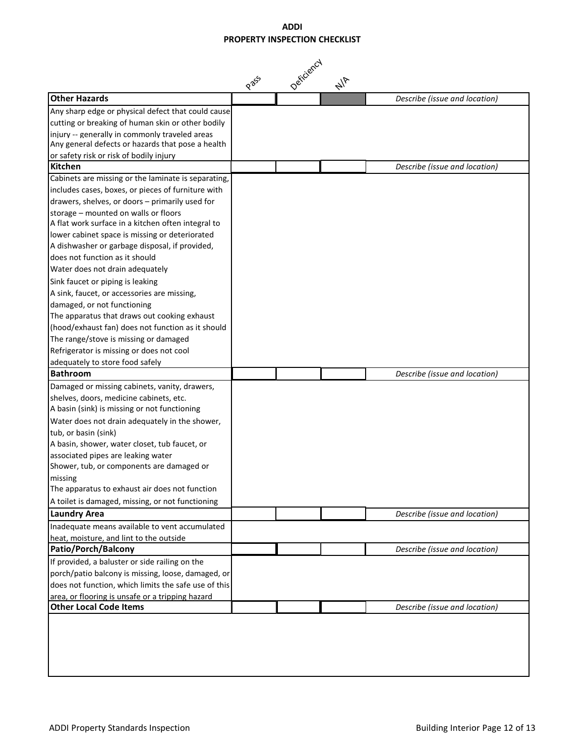# ADDI
## PROPERTY INSPECTION CHECKLIST

| | Pass | Deficiency | N/A | |
|---|---|---|---|---|
| **Other Hazards** | | | | *Describe (issue and location)* |
| Any sharp edge or physical defect that could cause cutting or breaking of human skin or other bodily injury -- generally in commonly traveled areas<br>Any general defects or hazards that pose a health or safety risk or risk of bodily injury | | | | |
| **Kitchen** | | | | *Describe (issue and location)* |
| Cabinets are missing or the laminate is separating, includes cases, boxes, or pieces of furniture with drawers, shelves, or doors – primarily used for storage – mounted on walls or floors<br>A flat work surface in a kitchen often integral to lower cabinet space is missing or deteriorated<br>A dishwasher or garbage disposal, if provided, does not function as it should<br>Water does not drain adequately<br>Sink faucet or piping is leaking<br>A sink, faucet, or accessories are missing, damaged, or not functioning<br>The apparatus that draws out cooking exhaust (hood/exhaust fan) does not function as it should<br>The range/stove is missing or damaged<br>Refrigerator is missing or does not cool adequately to store food safely | | | | |
| **Bathroom** | | | | *Describe (issue and location)* |
| Damaged or missing cabinets, vanity, drawers, shelves, doors, medicine cabinets, etc.<br>A basin (sink) is missing or not functioning<br>Water does not drain adequately in the shower, tub, or basin (sink)<br>A basin, shower, water closet, tub faucet, or associated pipes are leaking water<br>Shower, tub, or components are damaged or missing<br>The apparatus to exhaust air does not function<br>A toilet is damaged, missing, or not functioning | | | | |
| **Laundry Area** | | | | *Describe (issue and location)* |
| Inadequate means available to vent accumulated heat, moisture, and lint to the outside | | | | |
| **Patio/Porch/Balcony** | | | | *Describe (issue and location)* |
| If provided, a baluster or side railing on the porch/patio balcony is missing, loose, damaged, or does not function, which limits the safe use of this area, or flooring is unsafe or a tripping hazard | | | | |
| **Other Local Code Items** | | | | *Describe (issue and location)* |
| | | | | |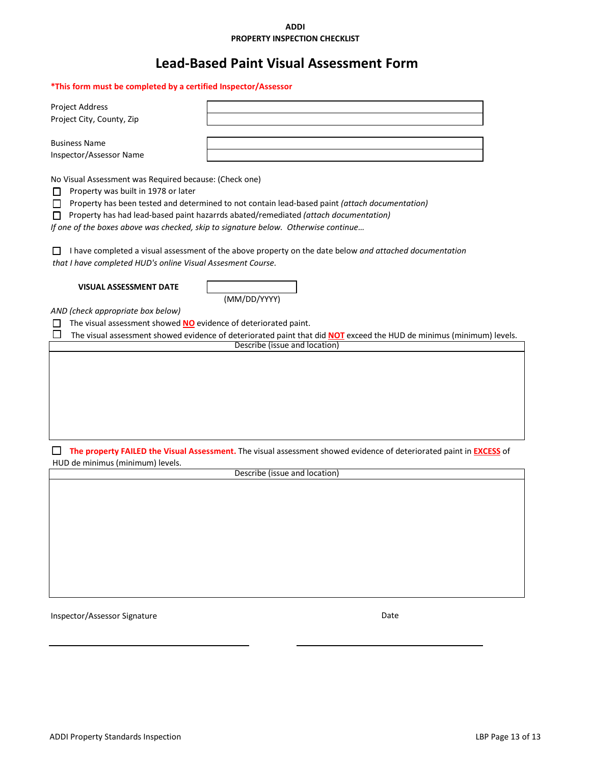ADDI
PROPERTY INSPECTION CHECKLIST

# Lead-Based Paint Visual Assessment Form

**\*This form must be completed by a certified Inspector/Assessor**

| | |
|---|---|
| Project Address | |
| Project City, County, Zip | |

| | |
|---|---|
| Business Name | |
| Inspector/Assessor Name | |

No Visual Assessment was Required because: (Check one)

☐ Property was built in 1978 or later

☐ Property has been tested and determined to not contain lead-based paint *(attach documentation)*

☐ Property has had lead-based paint hazarrds abated/remediated *(attach documentation)*

*If one of the boxes above was checked, skip to signature below. Otherwise continue…*

☐ I have completed a visual assessment of the above property on the date below *and attached documentation that I have completed HUD's online Visual Assesment Course.*

**VISUAL ASSESSMENT DATE** ____________ (MM/DD/YYYY)

*AND (check appropriate box below)*

☐ The visual assessment showed **NO** evidence of deteriorated paint.

☐ The visual assessment showed evidence of deteriorated paint that did **NOT** exceed the HUD de minimus (minimum) levels.

| Describe (issue and location) |
|---|
| |

☐ **The property FAILED the Visual Assessment.** The visual assessment showed evidence of deteriorated paint in **EXCESS** of HUD de minimus (minimum) levels.

| Describe (issue and location) |
|---|
| |

Inspector/Assessor Signature ______________________ Date ______________________